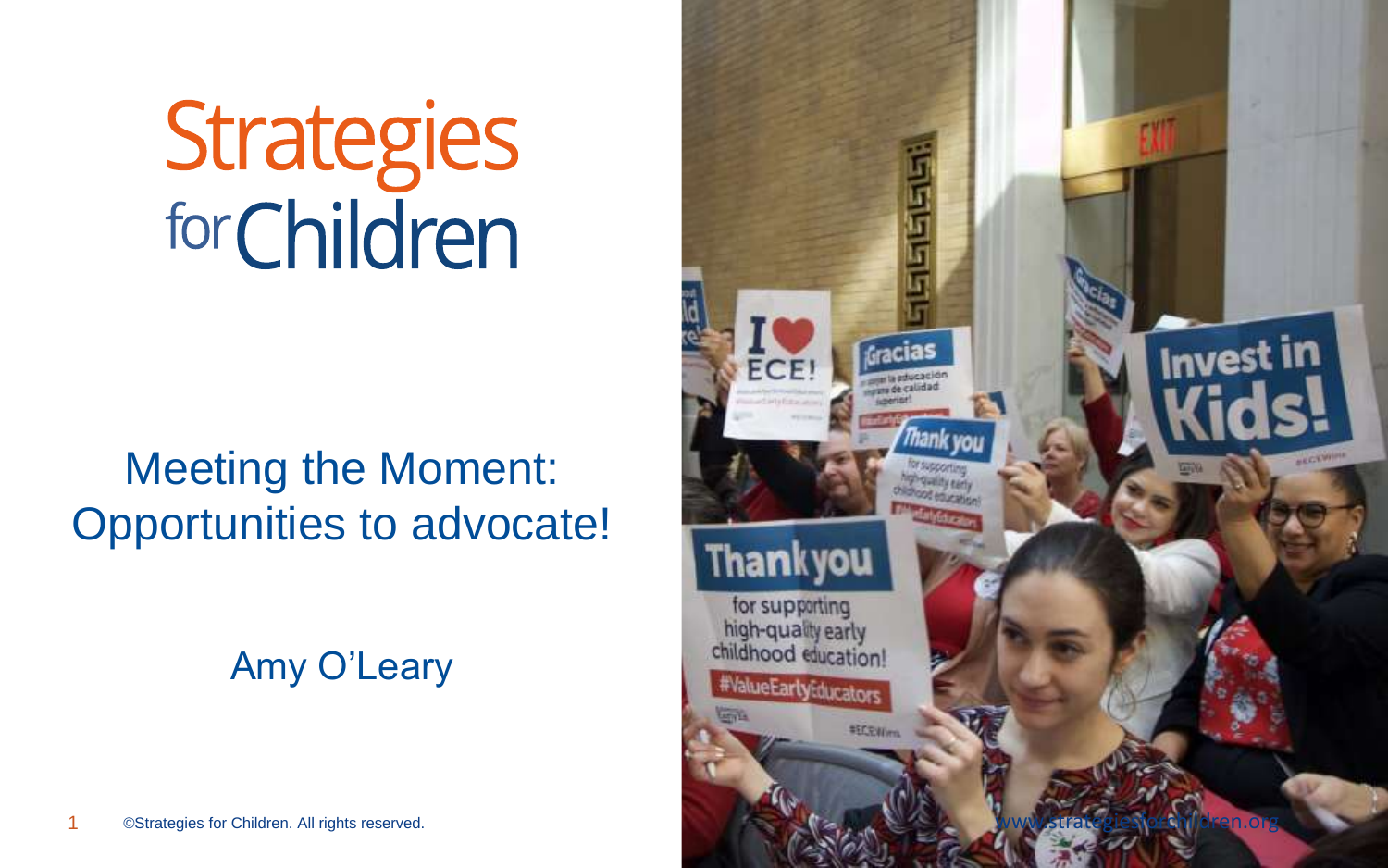# Strategies for Children

## Meeting the Moment: Opportunities to advocate!

Amy O'Leary

©Strategies for Children. All rights reserved.

www.strategiesforchildren.org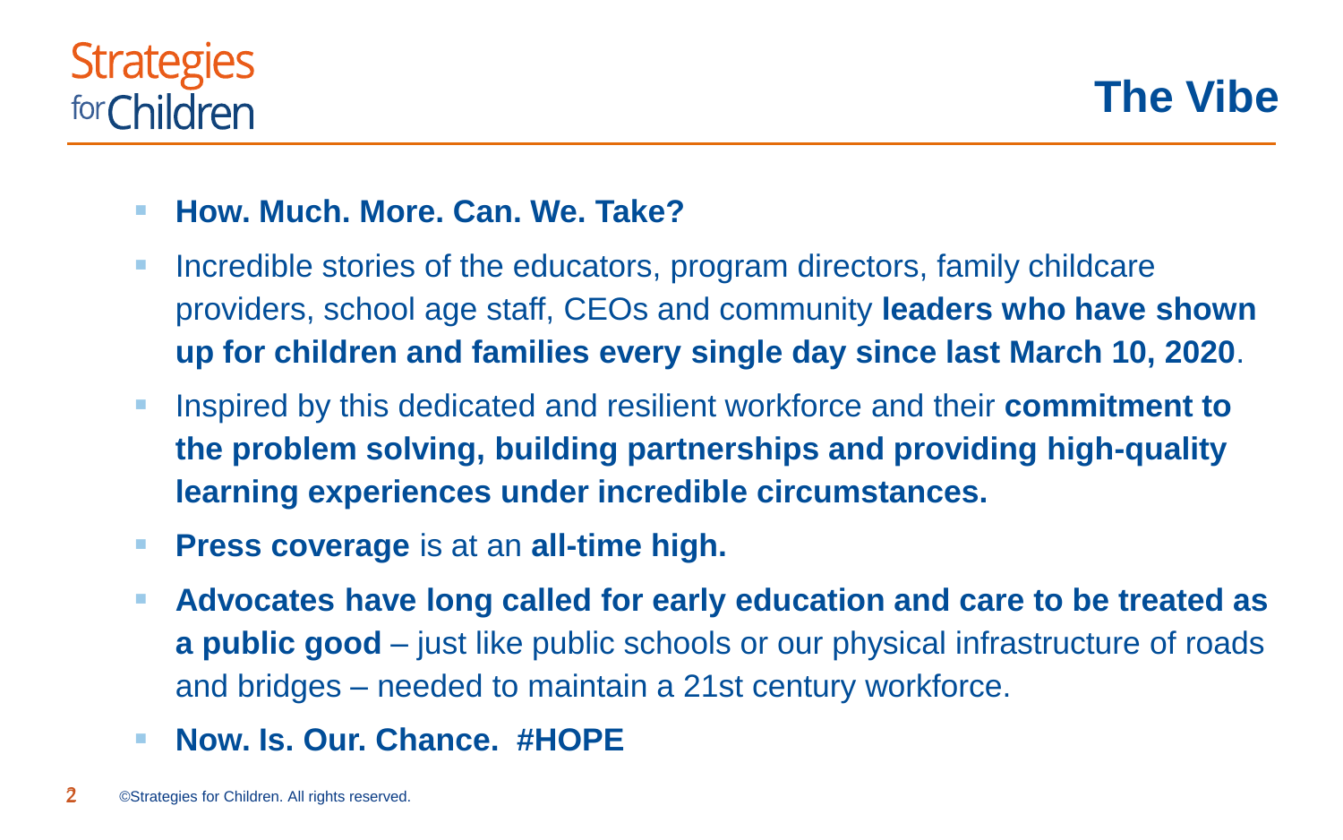# The Vibe

- **How. Much. More. Can. We. Take?**
- Incredible stories of the educators, program directors, family childcare providers, school age staff, CEOs and community **leaders who have shown up for children and families every single day since last March 10, 2020**.
- Inspired by this dedicated and resilient workforce and their **commitment to the problem solving, building partnerships and providing high-quality learning experiences under incredible circumstances.**
- **Press coverage** is at an **all-time high.**
- **Advocates have long called for early education and care to be treated as a public good** – just like public schools or our physical infrastructure of roads and bridges – needed to maintain a 21st century workforce.
- **Now. Is. Our. Chance. #HOPE**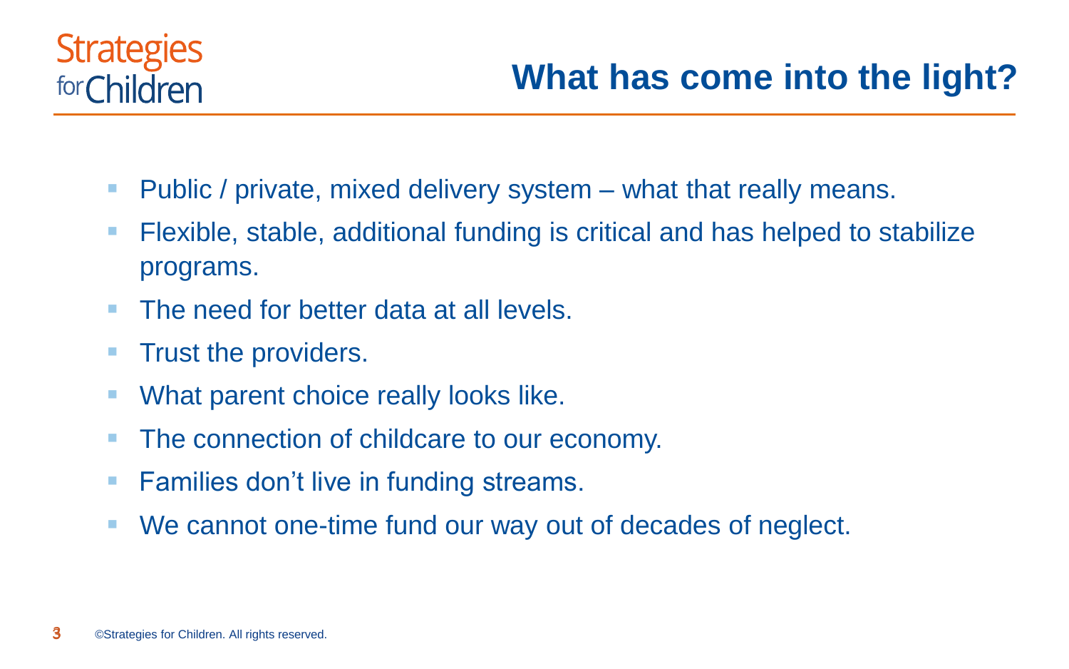# What has come into the light?

- Public / private, mixed delivery system – what that really means.
- Flexible, stable, additional funding is critical and has helped to stabilize programs.
- The need for better data at all levels.
- Trust the providers.
- What parent choice really looks like.
- The connection of childcare to our economy.
- Families don't live in funding streams.
- We cannot one-time fund our way out of decades of neglect.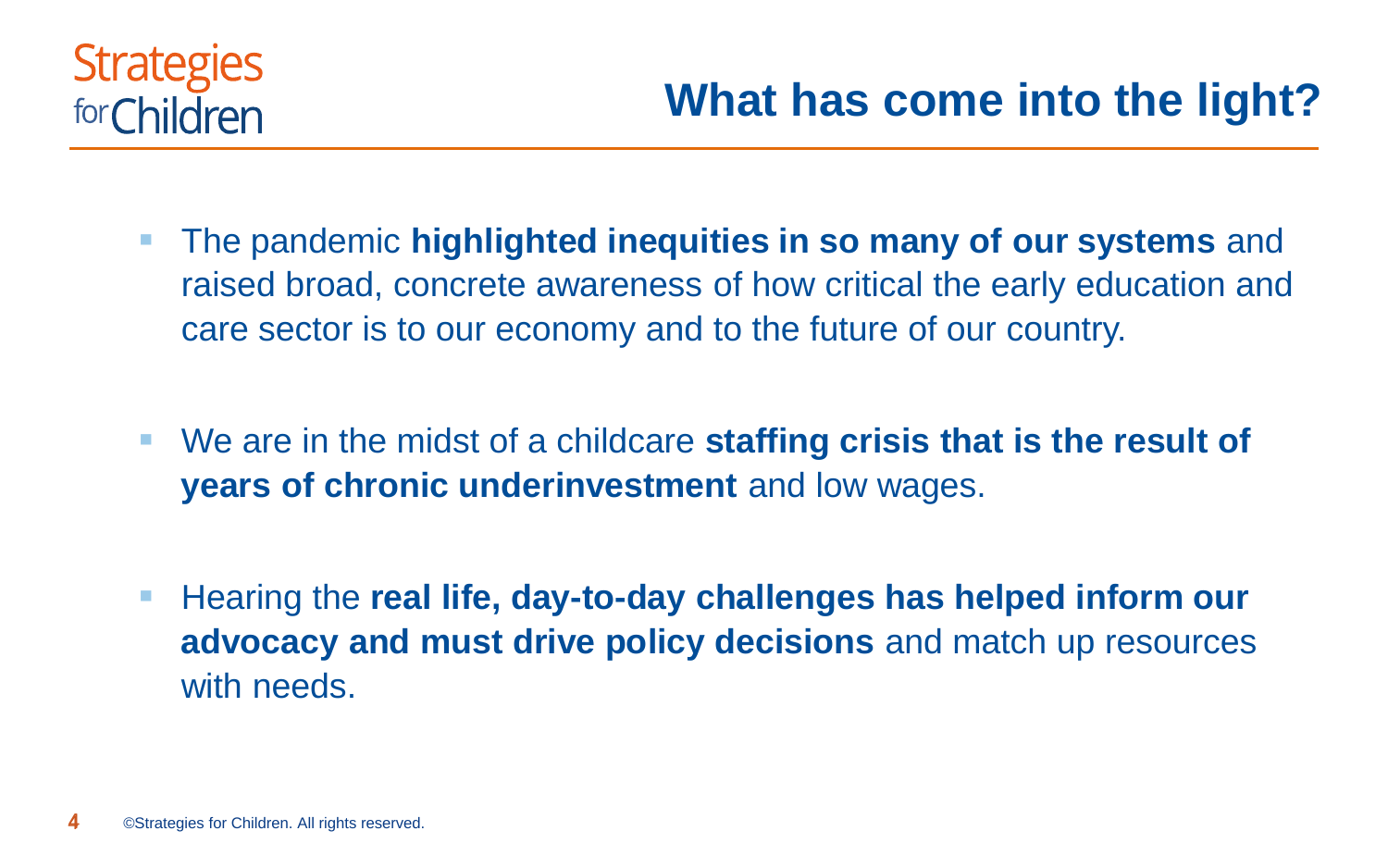Strategies for Children

# What has come into the light?

- The pandemic **highlighted inequities in so many of our systems** and raised broad, concrete awareness of how critical the early education and care sector is to our economy and to the future of our country.
- We are in the midst of a childcare **staffing crisis that is the result of years of chronic underinvestment** and low wages.
- Hearing the **real life, day-to-day challenges has helped inform our advocacy and must drive policy decisions** and match up resources with needs.

©Strategies for Children. All rights reserved.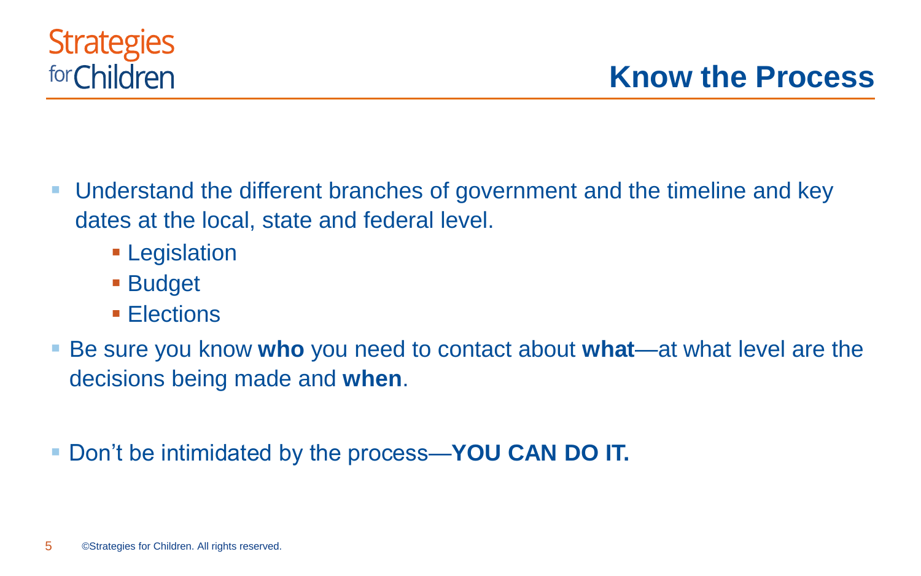# Know the Process

- Understand the different branches of government and the timeline and key dates at the local, state and federal level.
  - Legislation
  - Budget
  - Elections
- Be sure you know **who** you need to contact about **what**—at what level are the decisions being made and **when**.
- Don't be intimidated by the process—**YOU CAN DO IT.**

©Strategies for Children. All rights reserved.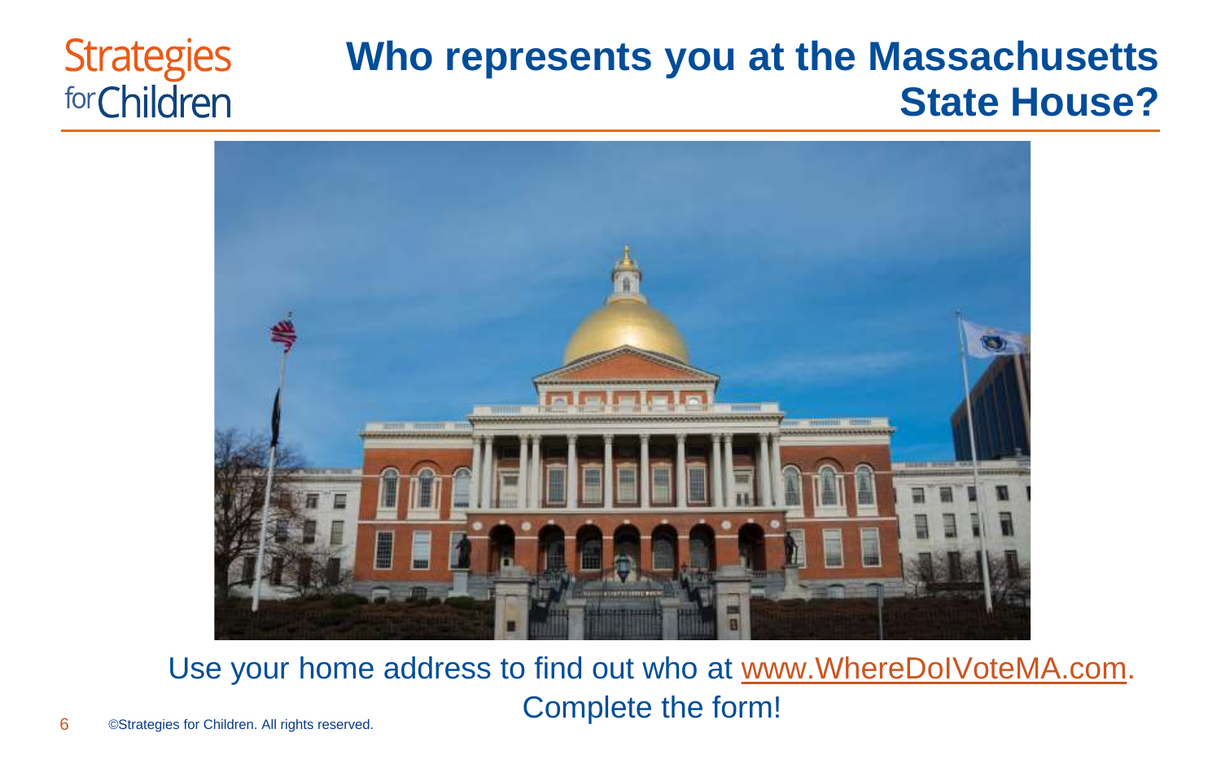# Who represents you at the Massachusetts State House?

Use your home address to find out who at www.WhereDoIVoteMA.com.
Complete the form!

©Strategies for Children. All rights reserved.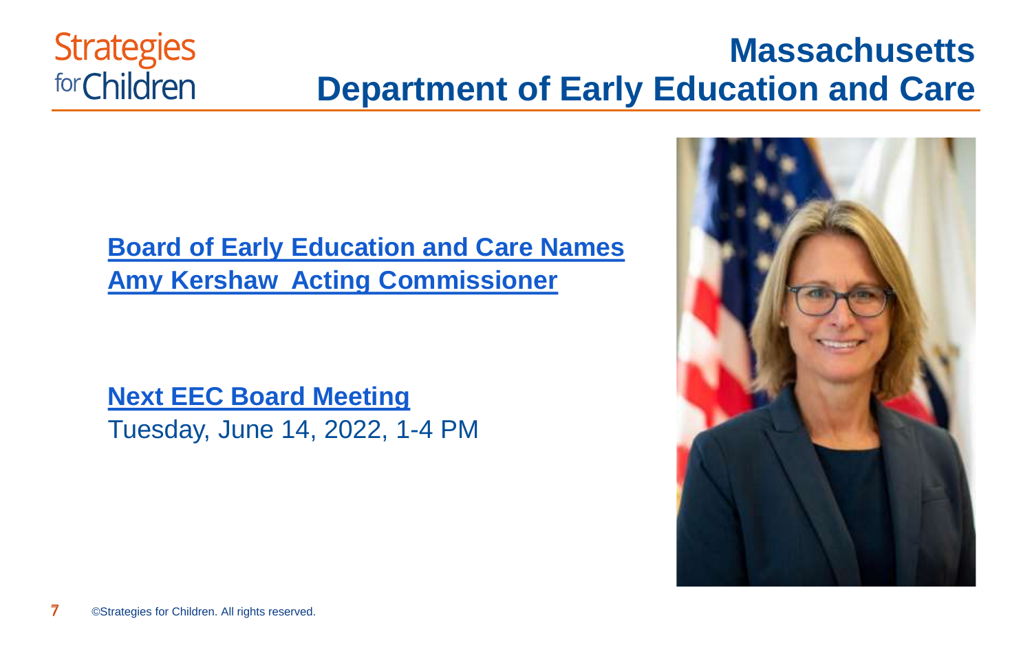# Massachusetts Department of Early Education and Care

**Board of Early Education and Care Names Amy Kershaw Acting Commissioner**

**Next EEC Board Meeting**

Tuesday, June 14, 2022, 1-4 PM

©Strategies for Children. All rights reserved.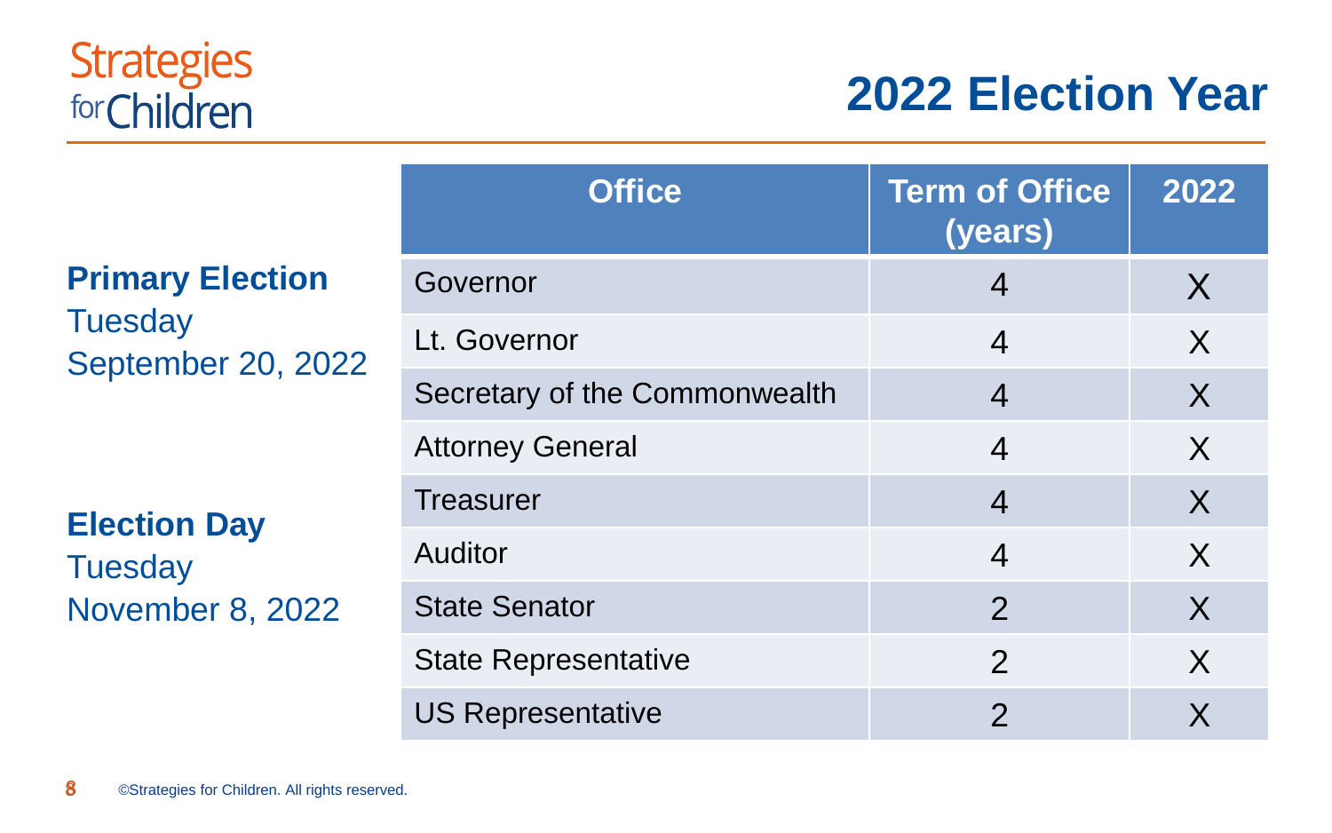# 2022 Election Year

**Primary Election**
Tuesday
September 20, 2022

**Election Day**
Tuesday
November 8, 2022

| Office | Term of Office (years) | 2022 |
| --- | --- | --- |
| Governor | 4 | X |
| Lt. Governor | 4 | X |
| Secretary of the Commonwealth | 4 | X |
| Attorney General | 4 | X |
| Treasurer | 4 | X |
| Auditor | 4 | X |
| State Senator | 2 | X |
| State Representative | 2 | X |
| US Representative | 2 | X |

©Strategies for Children. All rights reserved.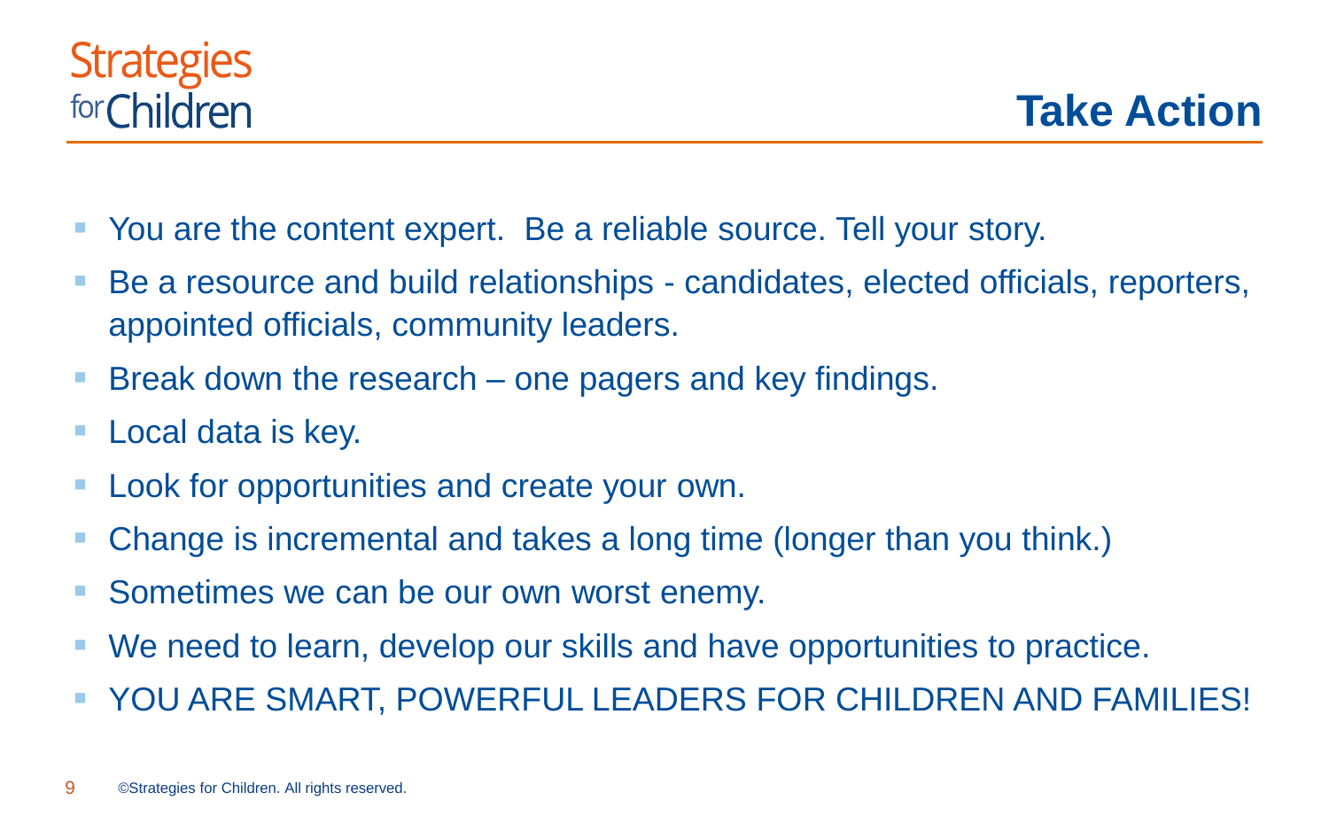# Take Action

- You are the content expert.  Be a reliable source. Tell your story.
- Be a resource and build relationships - candidates, elected officials, reporters, appointed officials, community leaders.
- Break down the research – one pagers and key findings.
- Local data is key.
- Look for opportunities and create your own.
- Change is incremental and takes a long time (longer than you think.)
- Sometimes we can be our own worst enemy.
- We need to learn, develop our skills and have opportunities to practice.
- YOU ARE SMART, POWERFUL LEADERS FOR CHILDREN AND FAMILIES!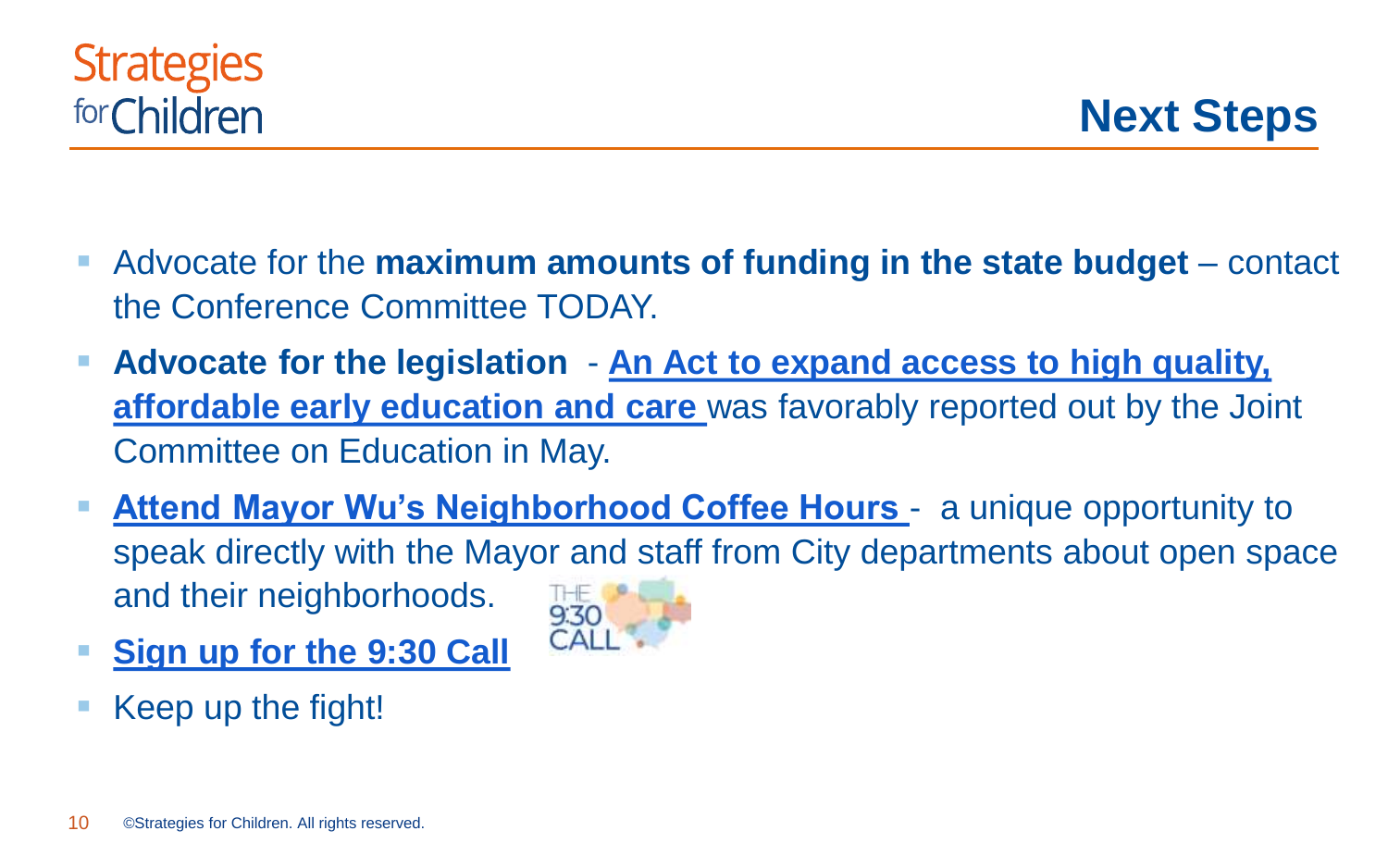# Next Steps

- Advocate for the **maximum amounts of funding in the state budget** – contact the Conference Committee TODAY.
- **Advocate for the legislation** - **An Act to expand access to high quality, affordable early education and care** was favorably reported out by the Joint Committee on Education in May.
- **Attend Mayor Wu's Neighborhood Coffee Hours** - a unique opportunity to speak directly with the Mayor and staff from City departments about open space and their neighborhoods.
- **Sign up for the 9:30 Call**
- Keep up the fight!

©Strategies for Children. All rights reserved.